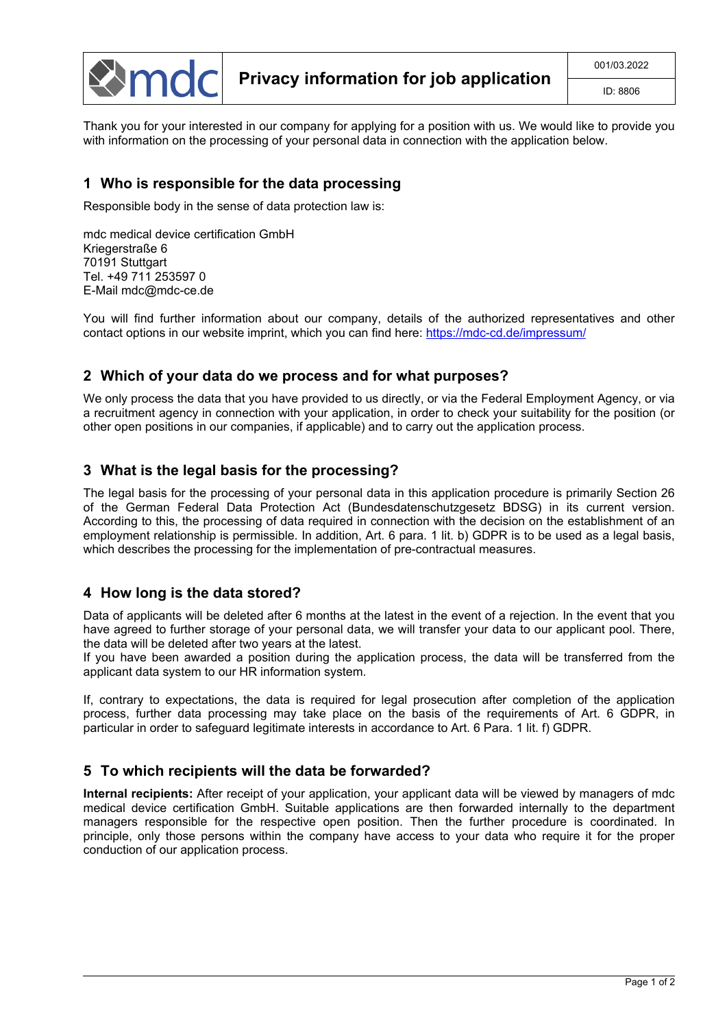# Privacy information for job application

001/03.2022

ID: 8806

Thank you for your interested in our company for applying for a position with us. We would like to provide you with information on the processing of your personal data in connection with the application below.

## 1 Who is responsible for the data processing

Responsible body in the sense of data protection law is:

mdc medical device certification GmbH
Kriegerstraße 6
70191 Stuttgart
Tel. +49 711 253597 0
E-Mail mdc@mdc-ce.de

You will find further information about our company, details of the authorized representatives and other contact options in our website imprint, which you can find here: [https://mdc-cd.de/impressum/](https://mdc-cd.de/impressum/)

## 2 Which of your data do we process and for what purposes?

We only process the data that you have provided to us directly, or via the Federal Employment Agency, or via a recruitment agency in connection with your application, in order to check your suitability for the position (or other open positions in our companies, if applicable) and to carry out the application process.

## 3 What is the legal basis for the processing?

The legal basis for the processing of your personal data in this application procedure is primarily Section 26 of the German Federal Data Protection Act (Bundesdatenschutzgesetz BDSG) in its current version. According to this, the processing of data required in connection with the decision on the establishment of an employment relationship is permissible. In addition, Art. 6 para. 1 lit. b) GDPR is to be used as a legal basis, which describes the processing for the implementation of pre-contractual measures.

## 4 How long is the data stored?

Data of applicants will be deleted after 6 months at the latest in the event of a rejection. In the event that you have agreed to further storage of your personal data, we will transfer your data to our applicant pool. There, the data will be deleted after two years at the latest.
If you have been awarded a position during the application process, the data will be transferred from the applicant data system to our HR information system.

If, contrary to expectations, the data is required for legal prosecution after completion of the application process, further data processing may take place on the basis of the requirements of Art. 6 GDPR, in particular in order to safeguard legitimate interests in accordance to Art. 6 Para. 1 lit. f) GDPR.

## 5 To which recipients will the data be forwarded?

**Internal recipients:** After receipt of your application, your applicant data will be viewed by managers of mdc medical device certification GmbH. Suitable applications are then forwarded internally to the department managers responsible for the respective open position. Then the further procedure is coordinated. In principle, only those persons within the company have access to your data who require it for the proper conduction of our application process.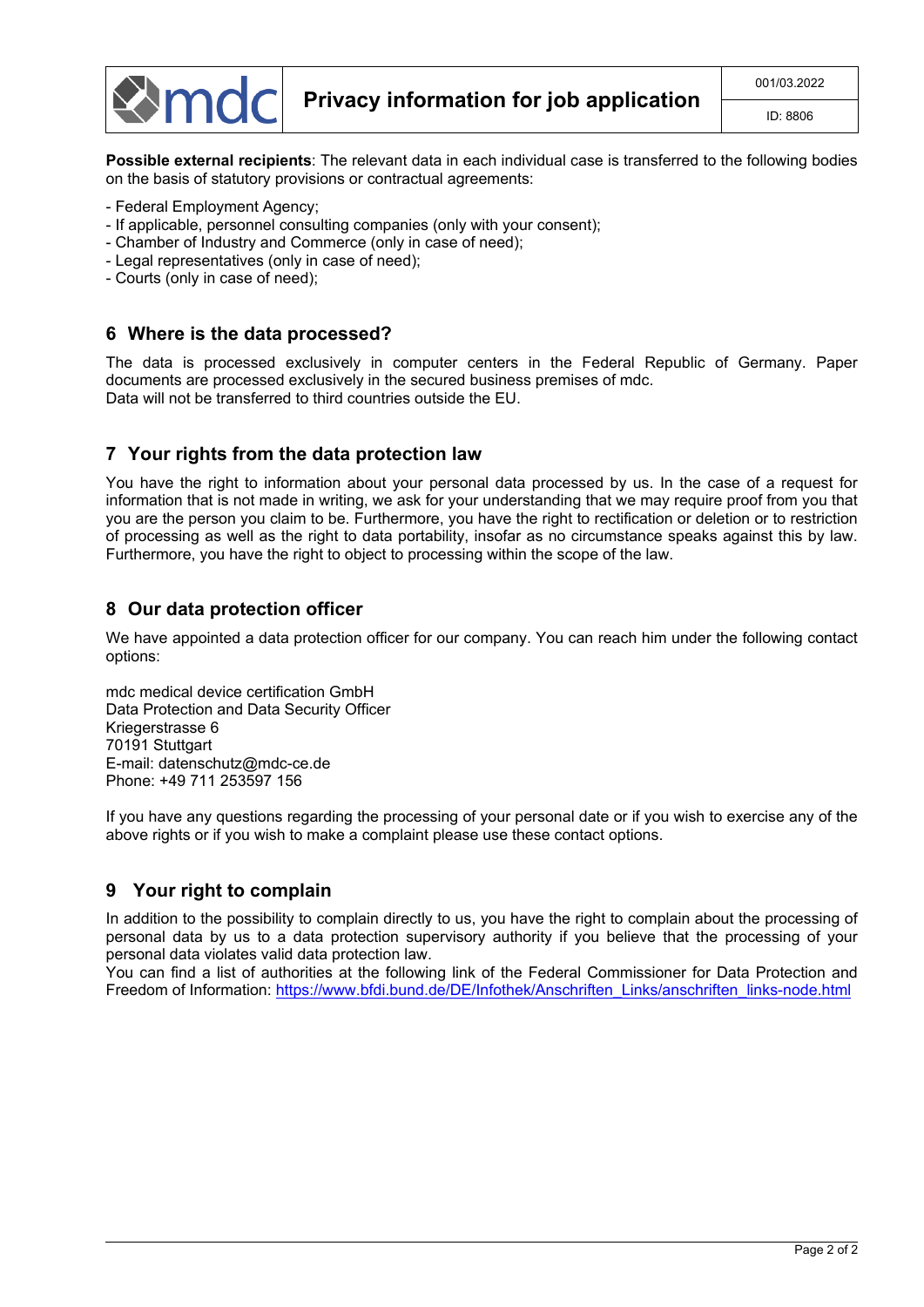**Possible external recipients**: The relevant data in each individual case is transferred to the following bodies on the basis of statutory provisions or contractual agreements:

- Federal Employment Agency;
- If applicable, personnel consulting companies (only with your consent);
- Chamber of Industry and Commerce (only in case of need);
- Legal representatives (only in case of need);
- Courts (only in case of need);

## 6 Where is the data processed?

The data is processed exclusively in computer centers in the Federal Republic of Germany. Paper documents are processed exclusively in the secured business premises of mdc.
Data will not be transferred to third countries outside the EU.

## 7 Your rights from the data protection law

You have the right to information about your personal data processed by us. In the case of a request for information that is not made in writing, we ask for your understanding that we may require proof from you that you are the person you claim to be. Furthermore, you have the right to rectification or deletion or to restriction of processing as well as the right to data portability, insofar as no circumstance speaks against this by law. Furthermore, you have the right to object to processing within the scope of the law.

## 8 Our data protection officer

We have appointed a data protection officer for our company. You can reach him under the following contact options:

mdc medical device certification GmbH
Data Protection and Data Security Officer
Kriegerstrasse 6
70191 Stuttgart
E-mail: datenschutz@mdc-ce.de
Phone: +49 711 253597 156

If you have any questions regarding the processing of your personal date or if you wish to exercise any of the above rights or if you wish to make a complaint please use these contact options.

## 9 Your right to complain

In addition to the possibility to complain directly to us, you have the right to complain about the processing of personal data by us to a data protection supervisory authority if you believe that the processing of your personal data violates valid data protection law.
You can find a list of authorities at the following link of the Federal Commissioner for Data Protection and Freedom of Information: https://www.bfdi.bund.de/DE/Infothek/Anschriften_Links/anschriften_links-node.html